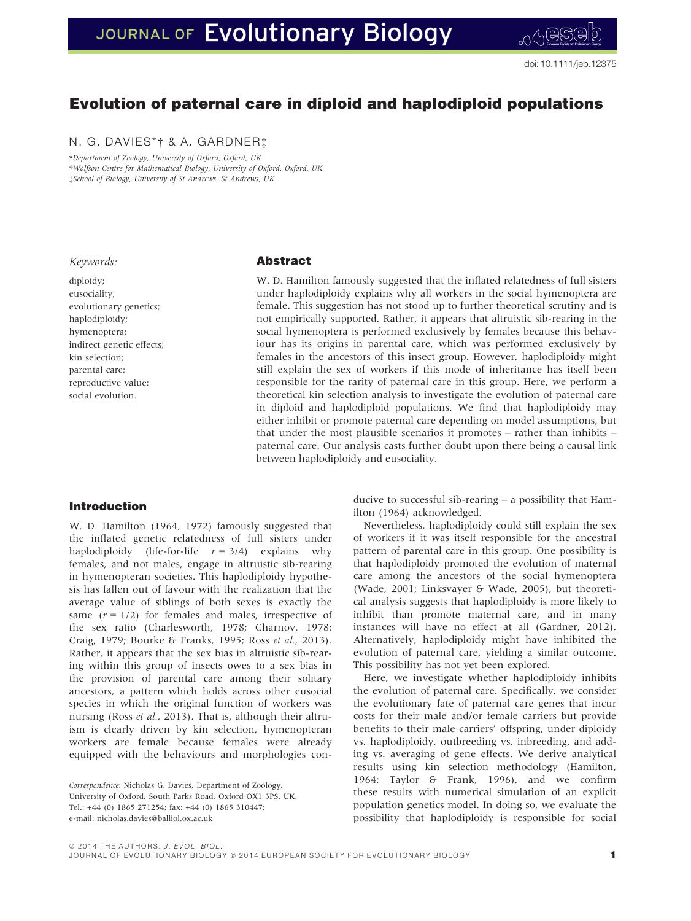# Evolution of paternal care in diploid and haplodiploid populations

N. G. DAVIES*† & A. GARDNER‡

*Department of Zoology, University of Oxford, Oxford, UK

†Wolfson Centre for Mathematical Biology, University of Oxford, Oxford, UK

‡School of Biology, University of St Andrews, St Andrews, UK

doi: 10.1111/jeb.12375

*Keywords:*

diploidy;
eusociality;
evolutionary genetics;
haplodiploidy;
hymenoptera;
indirect genetic effects;
kin selection;
parental care;
reproductive value;
social evolution.

## Abstract

W. D. Hamilton famously suggested that the inflated relatedness of full sisters under haplodiploidy explains why all workers in the social hymenoptera are female. This suggestion has not stood up to further theoretical scrutiny and is not empirically supported. Rather, it appears that altruistic sib-rearing in the social hymenoptera is performed exclusively by females because this behaviour has its origins in parental care, which was performed exclusively by females in the ancestors of this insect group. However, haplodiploidy might still explain the sex of workers if this mode of inheritance has itself been responsible for the rarity of paternal care in this group. Here, we perform a theoretical kin selection analysis to investigate the evolution of paternal care in diploid and haplodiploid populations. We find that haplodiploidy may either inhibit or promote paternal care depending on model assumptions, but that under the most plausible scenarios it promotes – rather than inhibits – paternal care. Our analysis casts further doubt upon there being a causal link between haplodiploidy and eusociality.

## Introduction

W. D. Hamilton (1964, 1972) famously suggested that the inflated genetic relatedness of full sisters under haplodiploidy (life-for-life $r = 3/4$) explains why females, and not males, engage in altruistic sib-rearing in hymenopteran societies. This haplodiploidy hypothesis has fallen out of favour with the realization that the average value of siblings of both sexes is exactly the same ($r = 1/2$) for females and males, irrespective of the sex ratio (Charlesworth, 1978; Charnov, 1978; Craig, 1979; Bourke & Franks, 1995; Ross *et al.*, 2013). Rather, it appears that the sex bias in altruistic sib-rearing within this group of insects owes to a sex bias in the provision of parental care among their solitary ancestors, a pattern which holds across other eusocial species in which the original function of workers was nursing (Ross *et al.*, 2013). That is, although their altruism is clearly driven by kin selection, hymenopteran workers are female because females were already equipped with the behaviours and morphologies conducive to successful sib-rearing – a possibility that Hamilton (1964) acknowledged.

Nevertheless, haplodiploidy could still explain the sex of workers if it was itself responsible for the ancestral pattern of parental care in this group. One possibility is that haplodiploidy promoted the evolution of maternal care among the ancestors of the social hymenoptera (Wade, 2001; Linksvayer & Wade, 2005), but theoretical analysis suggests that haplodiploidy is more likely to inhibit than promote maternal care, and in many instances will have no effect at all (Gardner, 2012). Alternatively, haplodiploidy might have inhibited the evolution of paternal care, yielding a similar outcome. This possibility has not yet been explored.

Here, we investigate whether haplodiploidy inhibits the evolution of paternal care. Specifically, we consider the evolutionary fate of paternal care genes that incur costs for their male and/or female carriers but provide benefits to their male carriers' offspring, under diploidy vs. haplodiploidy, outbreeding vs. inbreeding, and adding vs. averaging of gene effects. We derive analytical results using kin selection methodology (Hamilton, 1964; Taylor & Frank, 1996), and we confirm these results with numerical simulation of an explicit population genetics model. In doing so, we evaluate the possibility that haplodiploidy is responsible for social

*Correspondence*: Nicholas G. Davies, Department of Zoology, University of Oxford, South Parks Road, Oxford OX1 3PS, UK.
Tel.: +44 (0) 1865 271254; fax: +44 (0) 1865 310447;
e-mail: nicholas.davies@balliol.ox.ac.uk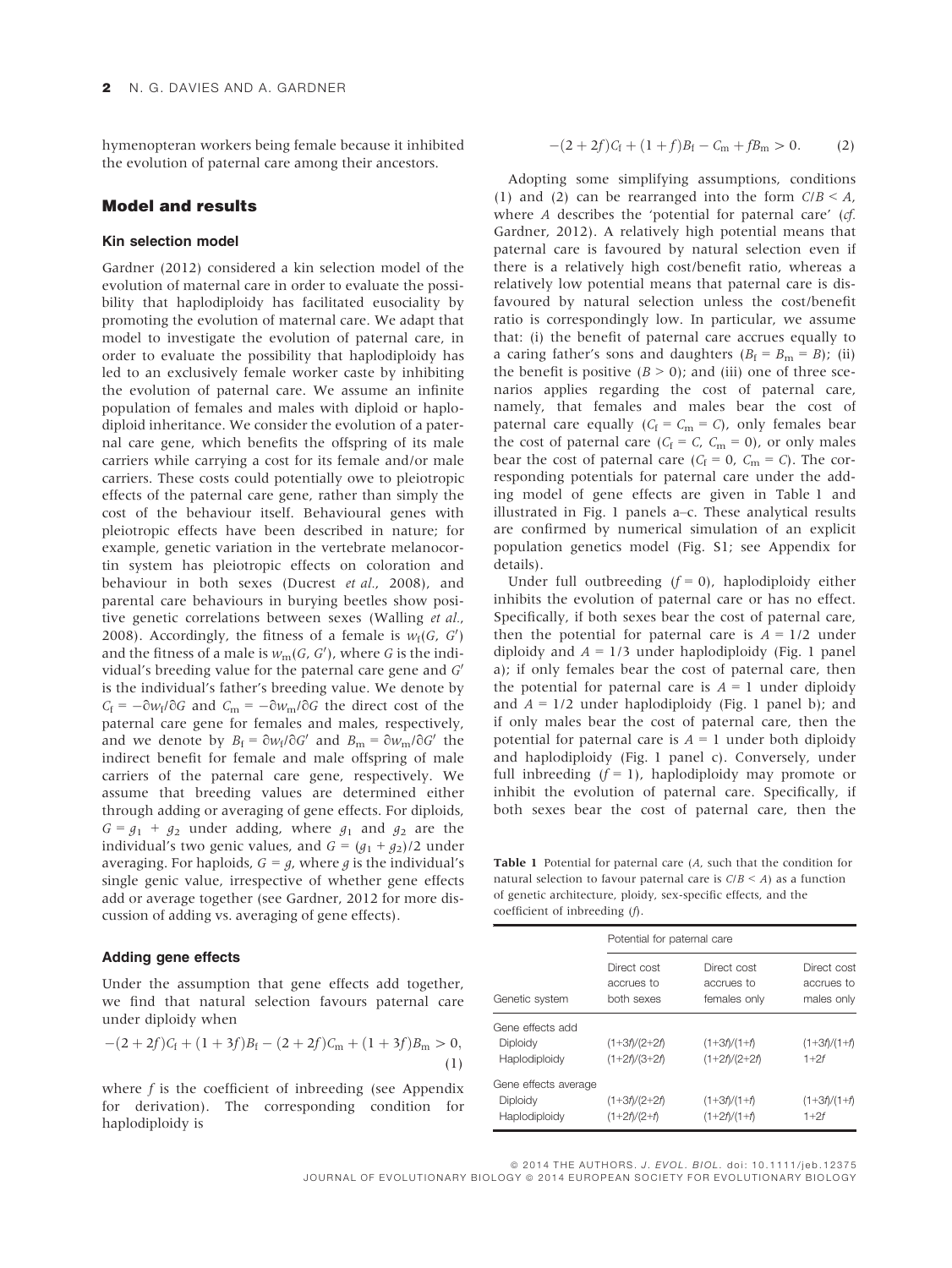hymenopteran workers being female because it inhibited the evolution of paternal care among their ancestors.

## Model and results

### Kin selection model

Gardner (2012) considered a kin selection model of the evolution of maternal care in order to evaluate the possibility that haplodiploidy has facilitated eusociality by promoting the evolution of maternal care. We adapt that model to investigate the evolution of paternal care, in order to evaluate the possibility that haplodiploidy has led to an exclusively female worker caste by inhibiting the evolution of paternal care. We assume an infinite population of females and males with diploid or haplodiploid inheritance. We consider the evolution of a paternal care gene, which benefits the offspring of its male carriers while carrying a cost for its female and/or male carriers. These costs could potentially owe to pleiotropic effects of the paternal care gene, rather than simply the cost of the behaviour itself. Behavioural genes with pleiotropic effects have been described in nature; for example, genetic variation in the vertebrate melanocortin system has pleiotropic effects on coloration and behaviour in both sexes (Ducrest *et al.*, 2008), and parental care behaviours in burying beetles show positive genetic correlations between sexes (Walling *et al.*, 2008). Accordingly, the fitness of a female is $w_f(G, G')$ and the fitness of a male is $w_m(G, G')$, where $G$ is the individual's breeding value for the paternal care gene and $G'$ is the individual's father's breeding value. We denote by $C_f = -\partial w_f/\partial G$ and $C_m = -\partial w_m/\partial G$ the direct cost of the paternal care gene for females and males, respectively, and we denote by $B_f = \partial w_f/\partial G'$ and $B_m = \partial w_m/\partial G'$ the indirect benefit for female and male offspring of male carriers of the paternal care gene, respectively. We assume that breeding values are determined either through adding or averaging of gene effects. For diploids, $G = g_1 + g_2$ under adding, where $g_1$ and $g_2$ are the individual's two genic values, and $G = (g_1 + g_2)/2$ under averaging. For haploids, $G = g$, where $g$ is the individual's single genic value, irrespective of whether gene effects add or average together (see Gardner, 2012 for more discussion of adding vs. averaging of gene effects).

### Adding gene effects

Under the assumption that gene effects add together, we find that natural selection favours paternal care under diploidy when

$$-(2+2f)C_f + (1+3f)B_f - (2+2f)C_m + (1+3f)B_m > 0, \tag{1}$$

where $f$ is the coefficient of inbreeding (see Appendix for derivation). The corresponding condition for haplodiploidy is

$$-(2+2f)C_f + (1+f)B_f - C_m + fB_m > 0. \tag{2}$$

Adopting some simplifying assumptions, conditions (1) and (2) can be rearranged into the form $C/B < A$, where $A$ describes the 'potential for paternal care' (*cf.* Gardner, 2012). A relatively high potential means that paternal care is favoured by natural selection even if there is a relatively high cost/benefit ratio, whereas a relatively low potential means that paternal care is disfavoured by natural selection unless the cost/benefit ratio is correspondingly low. In particular, we assume that: (i) the benefit of paternal care accrues equally to a caring father's sons and daughters ($B_f = B_m = B$); (ii) the benefit is positive ($B > 0$); and (iii) one of three scenarios applies regarding the cost of paternal care, namely, that females and males bear the cost of paternal care equally ($C_f = C_m = C$), only females bear the cost of paternal care ($C_f = C$, $C_m = 0$), or only males bear the cost of paternal care ($C_f = 0$, $C_m = C$). The corresponding potentials for paternal care under the adding model of gene effects are given in Table 1 and illustrated in Fig. 1 panels a–c. These analytical results are confirmed by numerical simulation of an explicit population genetics model (Fig. S1; see Appendix for details).

Under full outbreeding ($f = 0$), haplodiploidy either inhibits the evolution of paternal care or has no effect. Specifically, if both sexes bear the cost of paternal care, then the potential for paternal care is $A = 1/2$ under diploidy and $A = 1/3$ under haplodiploidy (Fig. 1 panel a); if only females bear the cost of paternal care, then the potential for paternal care is $A = 1$ under diploidy and $A = 1/2$ under haplodiploidy (Fig. 1 panel b); and if only males bear the cost of paternal care, then the potential for paternal care is $A = 1$ under both diploidy and haplodiploidy (Fig. 1 panel c). Conversely, under full inbreeding ($f = 1$), haplodiploidy may promote or inhibit the evolution of paternal care. Specifically, if both sexes bear the cost of paternal care, then the

**Table 1** Potential for paternal care ($A$, such that the condition for natural selection to favour paternal care is $C/B < A$) as a function of genetic architecture, ploidy, sex-specific effects, and the coefficient of inbreeding ($f$).

| Genetic system | Potential for paternal care | | |
|---|---|---|---|
| | Direct cost accrues to both sexes | Direct cost accrues to females only | Direct cost accrues to males only |
| Gene effects add | | | |
| Diploidy | $(1+3f)/(2+2f)$ | $(1+3f)/(1+f)$ | $(1+3f)/(1+f)$ |
| Haplodiploidy | $(1+2f)/(3+2f)$ | $(1+2f)/(2+2f)$ | $1+2f$ |
| Gene effects average | | | |
| Diploidy | $(1+3f)/(2+2f)$ | $(1+3f)/(1+f)$ | $(1+3f)/(1+f)$ |
| Haplodiploidy | $(1+2f)/(2+f)$ | $(1+2f)/(1+f)$ | $1+2f$ |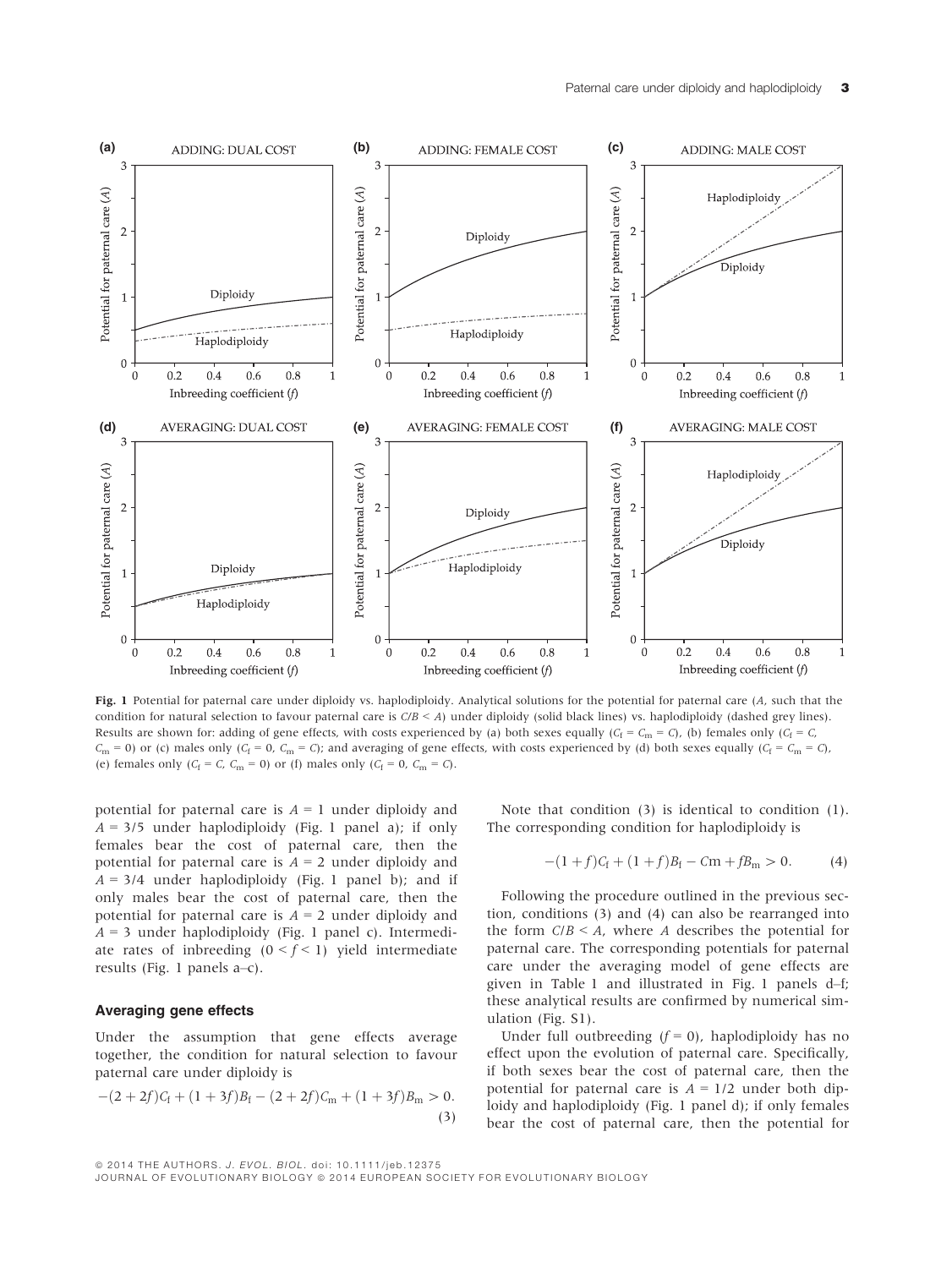Fig. 1 Potential for paternal care under diploidy vs. haplodiploidy. Analytical solutions for the potential for paternal care ($A$, such that the condition for natural selection to favour paternal care is $C/B < A$) under diploidy (solid black lines) vs. haplodiploidy (dashed grey lines). Results are shown for: adding of gene effects, with costs experienced by (a) both sexes equally ($C_f = C_m = C$), (b) females only ($C_f = C$, $C_m = 0$) or (c) males only ($C_f = 0$, $C_m = C$); and averaging of gene effects, with costs experienced by (d) both sexes equally ($C_f = C_m = C$), (e) females only ($C_f = C$, $C_m = 0$) or (f) males only ($C_f = 0$, $C_m = C$).

potential for paternal care is $A = 1$ under diploidy and $A = 3/5$ under haplodiploidy (Fig. 1 panel a); if only females bear the cost of paternal care, then the potential for paternal care is $A = 2$ under diploidy and $A = 3/4$ under haplodiploidy (Fig. 1 panel b); and if only males bear the cost of paternal care, then the potential for paternal care is $A = 2$ under diploidy and $A = 3$ under haplodiploidy (Fig. 1 panel c). Intermediate rates of inbreeding ($0 < f < 1$) yield intermediate results (Fig. 1 panels a–c).

### Averaging gene effects

Under the assumption that gene effects average together, the condition for natural selection to favour paternal care under diploidy is

$$-(2+2f)C_f + (1+3f)B_f - (2+2f)C_m + (1+3f)B_m > 0. \quad (3)$$

Note that condition (3) is identical to condition (1). The corresponding condition for haplodiploidy is

$$-(1+f)C_f + (1+f)B_f - Cm + fB_m > 0. \quad (4)$$

Following the procedure outlined in the previous section, conditions (3) and (4) can also be rearranged into the form $C/B < A$, where $A$ describes the potential for paternal care. The corresponding potentials for paternal care under the averaging model of gene effects are given in Table 1 and illustrated in Fig. 1 panels d–f; these analytical results are confirmed by numerical simulation (Fig. S1).

Under full outbreeding ($f = 0$), haplodiploidy has no effect upon the evolution of paternal care. Specifically, if both sexes bear the cost of paternal care, then the potential for paternal care is $A = 1/2$ under both diploidy and haplodiploidy (Fig. 1 panel d); if only females bear the cost of paternal care, then the potential for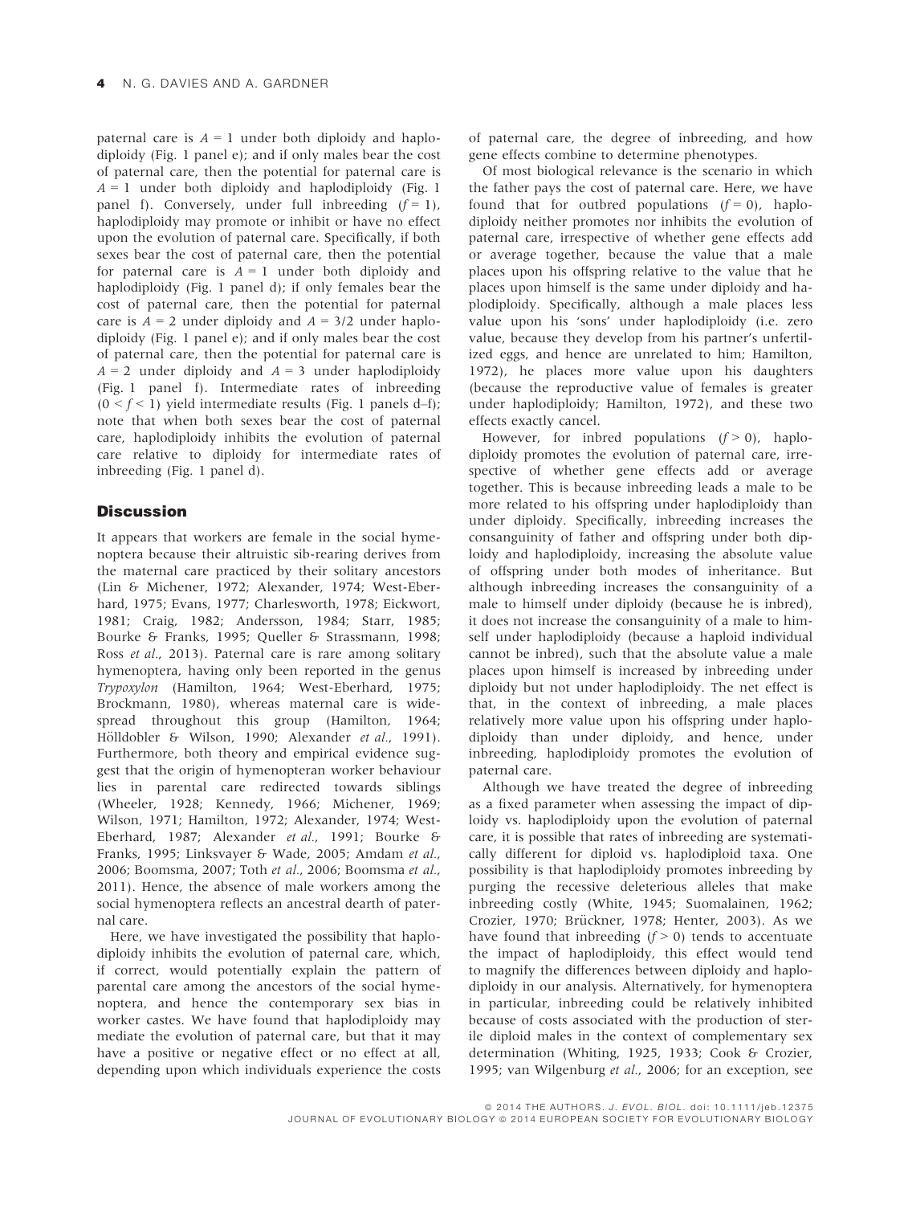paternal care is $A = 1$ under both diploidy and haplodiploidy (Fig. 1 panel e); and if only males bear the cost of paternal care, then the potential for paternal care is $A = 1$ under both diploidy and haplodiploidy (Fig. 1 panel f). Conversely, under full inbreeding ($f = 1$), haplodiploidy may promote or inhibit or have no effect upon the evolution of paternal care. Specifically, if both sexes bear the cost of paternal care, then the potential for paternal care is $A = 1$ under both diploidy and haplodiploidy (Fig. 1 panel d); if only females bear the cost of paternal care, then the potential for paternal care is $A = 2$ under diploidy and $A = 3/2$ under haplodiploidy (Fig. 1 panel e); and if only males bear the cost of paternal care, then the potential for paternal care is $A = 2$ under diploidy and $A = 3$ under haplodiploidy (Fig. 1 panel f). Intermediate rates of inbreeding ($0 < f < 1$) yield intermediate results (Fig. 1 panels d–f); note that when both sexes bear the cost of paternal care, haplodiploidy inhibits the evolution of paternal care relative to diploidy for intermediate rates of inbreeding (Fig. 1 panel d).

## Discussion

It appears that workers are female in the social hymenoptera because their altruistic sib-rearing derives from the maternal care practiced by their solitary ancestors (Lin & Michener, 1972; Alexander, 1974; West-Eberhard, 1975; Evans, 1977; Charlesworth, 1978; Eickwort, 1981; Craig, 1982; Andersson, 1984; Starr, 1985; Bourke & Franks, 1995; Queller & Strassmann, 1998; Ross *et al.*, 2013). Paternal care is rare among solitary hymenoptera, having only been reported in the genus *Trypoxylon* (Hamilton, 1964; West-Eberhard, 1975; Brockmann, 1980), whereas maternal care is widespread throughout this group (Hamilton, 1964; Hölldobler & Wilson, 1990; Alexander *et al.*, 1991). Furthermore, both theory and empirical evidence suggest that the origin of hymenopteran worker behaviour lies in parental care redirected towards siblings (Wheeler, 1928; Kennedy, 1966; Michener, 1969; Wilson, 1971; Hamilton, 1972; Alexander, 1974; West-Eberhard, 1987; Alexander *et al.*, 1991; Bourke & Franks, 1995; Linksvayer & Wade, 2005; Amdam *et al.*, 2006; Boomsma, 2007; Toth *et al.*, 2006; Boomsma *et al.*, 2011). Hence, the absence of male workers among the social hymenoptera reflects an ancestral dearth of paternal care.

Here, we have investigated the possibility that haplodiploidy inhibits the evolution of paternal care, which, if correct, would potentially explain the pattern of parental care among the ancestors of the social hymenoptera, and hence the contemporary sex bias in worker castes. We have found that haplodiploidy may mediate the evolution of paternal care, but that it may have a positive or negative effect or no effect at all, depending upon which individuals experience the costs of paternal care, the degree of inbreeding, and how gene effects combine to determine phenotypes.

Of most biological relevance is the scenario in which the father pays the cost of paternal care. Here, we have found that for outbred populations ($f = 0$), haplodiploidy neither promotes nor inhibits the evolution of paternal care, irrespective of whether gene effects add or average together, because the value that a male places upon his offspring relative to the value that he places upon himself is the same under diploidy and haplodiploidy. Specifically, although a male places less value upon his 'sons' under haplodiploidy (i.e. zero value, because they develop from his partner's unfertilized eggs, and hence are unrelated to him; Hamilton, 1972), he places more value upon his daughters (because the reproductive value of females is greater under haplodiploidy; Hamilton, 1972), and these two effects exactly cancel.

However, for inbred populations ($f > 0$), haplodiploidy promotes the evolution of paternal care, irrespective of whether gene effects add or average together. This is because inbreeding leads a male to be more related to his offspring under haplodiploidy than under diploidy. Specifically, inbreeding increases the consanguinity of father and offspring under both diploidy and haplodiploidy, increasing the absolute value of offspring under both modes of inheritance. But although inbreeding increases the consanguinity of a male to himself under diploidy (because he is inbred), it does not increase the consanguinity of a male to himself under haplodiploidy (because a haploid individual cannot be inbred), such that the absolute value a male places upon himself is increased by inbreeding under diploidy but not under haplodiploidy. The net effect is that, in the context of inbreeding, a male places relatively more value upon his offspring under haplodiploidy than under diploidy, and hence, under inbreeding, haplodiploidy promotes the evolution of paternal care.

Although we have treated the degree of inbreeding as a fixed parameter when assessing the impact of diploidy vs. haplodiploidy upon the evolution of paternal care, it is possible that rates of inbreeding are systematically different for diploid vs. haplodiploid taxa. One possibility is that haplodiploidy promotes inbreeding by purging the recessive deleterious alleles that make inbreeding costly (White, 1945; Suomalainen, 1962; Crozier, 1970; Brückner, 1978; Henter, 2003). As we have found that inbreeding ($f > 0$) tends to accentuate the impact of haplodiploidy, this effect would tend to magnify the differences between diploidy and haplodiploidy in our analysis. Alternatively, for hymenoptera in particular, inbreeding could be relatively inhibited because of costs associated with the production of sterile diploid males in the context of complementary sex determination (Whiting, 1925, 1933; Cook & Crozier, 1995; van Wilgenburg *et al.*, 2006; for an exception, see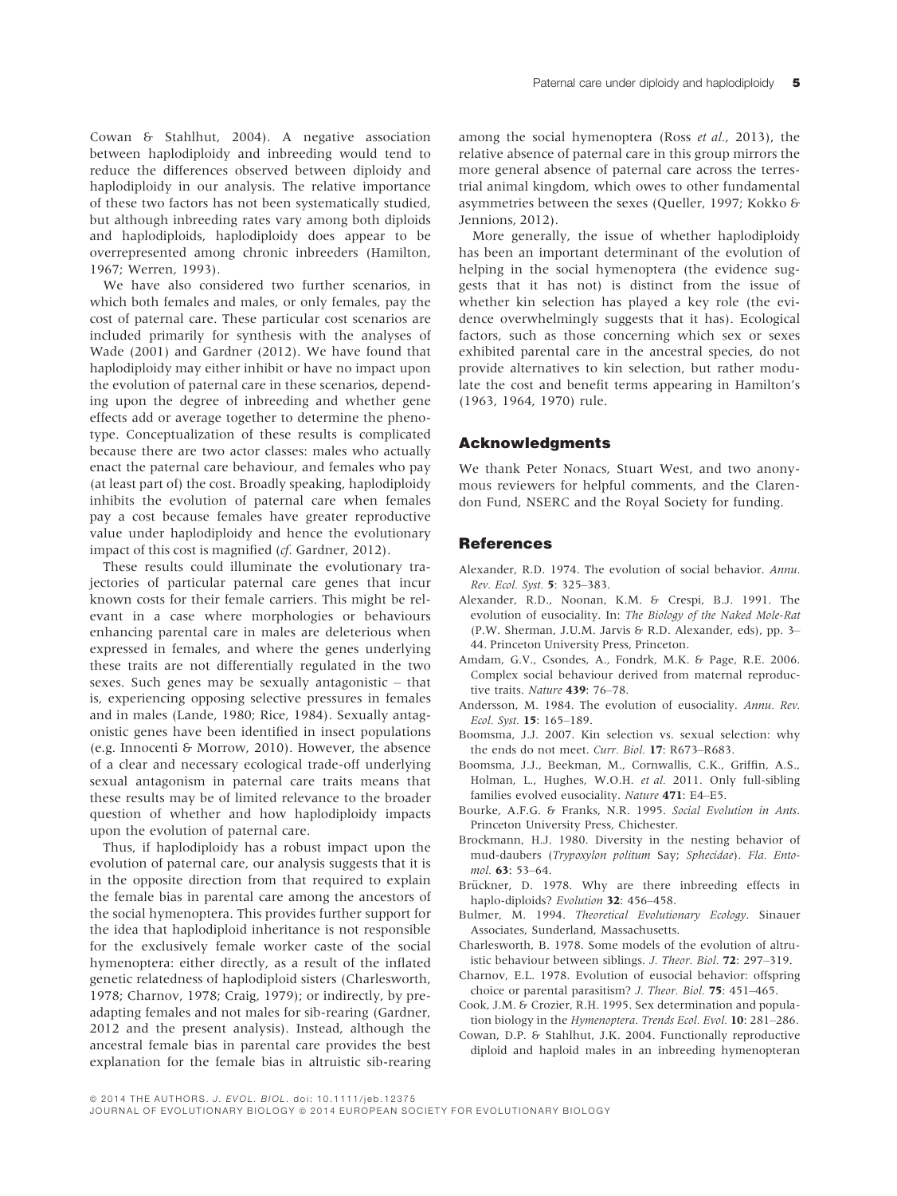Cowan & Stahlhut, 2004). A negative association between haplodiploidy and inbreeding would tend to reduce the differences observed between diploidy and haplodiploidy in our analysis. The relative importance of these two factors has not been systematically studied, but although inbreeding rates vary among both diploids and haplodiploids, haplodiploidy does appear to be overrepresented among chronic inbreeders (Hamilton, 1967; Werren, 1993).

We have also considered two further scenarios, in which both females and males, or only females, pay the cost of paternal care. These particular cost scenarios are included primarily for synthesis with the analyses of Wade (2001) and Gardner (2012). We have found that haplodiploidy may either inhibit or have no impact upon the evolution of paternal care in these scenarios, depending upon the degree of inbreeding and whether gene effects add or average together to determine the phenotype. Conceptualization of these results is complicated because there are two actor classes: males who actually enact the paternal care behaviour, and females who pay (at least part of) the cost. Broadly speaking, haplodiploidy inhibits the evolution of paternal care when females pay a cost because females have greater reproductive value under haplodiploidy and hence the evolutionary impact of this cost is magnified (*cf*. Gardner, 2012).

These results could illuminate the evolutionary trajectories of particular paternal care genes that incur known costs for their female carriers. This might be relevant in a case where morphologies or behaviours enhancing parental care in males are deleterious when expressed in females, and where the genes underlying these traits are not differentially regulated in the two sexes. Such genes may be sexually antagonistic – that is, experiencing opposing selective pressures in females and in males (Lande, 1980; Rice, 1984). Sexually antagonistic genes have been identified in insect populations (e.g. Innocenti & Morrow, 2010). However, the absence of a clear and necessary ecological trade-off underlying sexual antagonism in paternal care traits means that these results may be of limited relevance to the broader question of whether and how haplodiploidy impacts upon the evolution of paternal care.

Thus, if haplodiploidy has a robust impact upon the evolution of paternal care, our analysis suggests that it is in the opposite direction from that required to explain the female bias in parental care among the ancestors of the social hymenoptera. This provides further support for the idea that haplodiploid inheritance is not responsible for the exclusively female worker caste of the social hymenoptera: either directly, as a result of the inflated genetic relatedness of haplodiploid sisters (Charlesworth, 1978; Charnov, 1978; Craig, 1979); or indirectly, by preadapting females and not males for sib-rearing (Gardner, 2012 and the present analysis). Instead, although the ancestral female bias in parental care provides the best explanation for the female bias in altruistic sib-rearing among the social hymenoptera (Ross *et al*., 2013), the relative absence of paternal care in this group mirrors the more general absence of paternal care across the terrestrial animal kingdom, which owes to other fundamental asymmetries between the sexes (Queller, 1997; Kokko & Jennions, 2012).

More generally, the issue of whether haplodiploidy has been an important determinant of the evolution of helping in the social hymenoptera (the evidence suggests that it has not) is distinct from the issue of whether kin selection has played a key role (the evidence overwhelmingly suggests that it has). Ecological factors, such as those concerning which sex or sexes exhibited parental care in the ancestral species, do not provide alternatives to kin selection, but rather modulate the cost and benefit terms appearing in Hamilton's (1963, 1964, 1970) rule.

## Acknowledgments

We thank Peter Nonacs, Stuart West, and two anonymous reviewers for helpful comments, and the Clarendon Fund, NSERC and the Royal Society for funding.

## References

Alexander, R.D. 1974. The evolution of social behavior. *Annu. Rev. Ecol. Syst.* **5**: 325–383.

Alexander, R.D., Noonan, K.M. & Crespi, B.J. 1991. The evolution of eusociality. In: *The Biology of the Naked Mole-Rat* (P.W. Sherman, J.U.M. Jarvis & R.D. Alexander, eds), pp. 3–44. Princeton University Press, Princeton.

Amdam, G.V., Csondes, A., Fondrk, M.K. & Page, R.E. 2006. Complex social behaviour derived from maternal reproductive traits. *Nature* **439**: 76–78.

Andersson, M. 1984. The evolution of eusociality. *Annu. Rev. Ecol. Syst.* **15**: 165–189.

Boomsma, J.J. 2007. Kin selection vs. sexual selection: why the ends do not meet. *Curr. Biol.* **17**: R673–R683.

Boomsma, J.J., Beekman, M., Cornwallis, C.K., Griffin, A.S., Holman, L., Hughes, W.O.H. *et al.* 2011. Only full-sibling families evolved eusociality. *Nature* **471**: E4–E5.

Bourke, A.F.G. & Franks, N.R. 1995. *Social Evolution in Ants*. Princeton University Press, Chichester.

Brockmann, H.J. 1980. Diversity in the nesting behavior of mud-daubers (*Trypoxylon politum* Say; *Sphecidae*). *Fla. Entomol.* **63**: 53–64.

Brückner, D. 1978. Why are there inbreeding effects in haplo-diploids? *Evolution* **32**: 456–458.

Bulmer, M. 1994. *Theoretical Evolutionary Ecology*. Sinauer Associates, Sunderland, Massachusetts.

Charlesworth, B. 1978. Some models of the evolution of altruistic behaviour between siblings. *J. Theor. Biol.* **72**: 297–319.

Charnov, E.L. 1978. Evolution of eusocial behavior: offspring choice or parental parasitism? *J. Theor. Biol.* **75**: 451–465.

Cook, J.M. & Crozier, R.H. 1995. Sex determination and population biology in the *Hymenoptera*. *Trends Ecol. Evol.* **10**: 281–286.

Cowan, D.P. & Stahlhut, J.K. 2004. Functionally reproductive diploid and haploid males in an inbreeding hymenopteran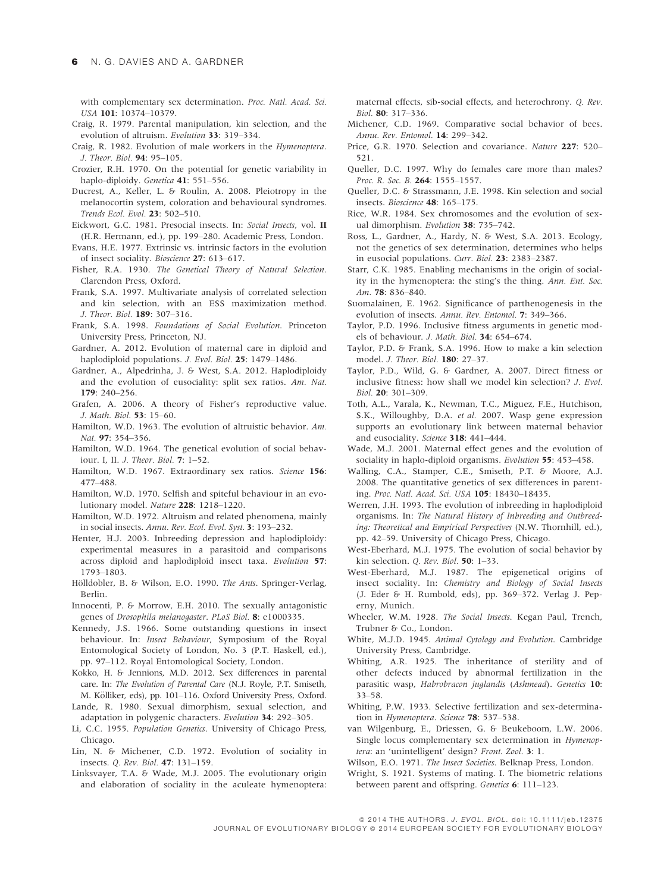with complementary sex determination. *Proc. Natl. Acad. Sci. USA* **101**: 10374–10379.

Craig, R. 1979. Parental manipulation, kin selection, and the evolution of altruism. *Evolution* **33**: 319–334.

Craig, R. 1982. Evolution of male workers in the *Hymenoptera*. *J. Theor. Biol.* **94**: 95–105.

Crozier, R.H. 1970. On the potential for genetic variability in haplo-diploidy. *Genetica* **41**: 551–556.

Ducrest, A., Keller, L. & Roulin, A. 2008. Pleiotropy in the melanocortin system, coloration and behavioural syndromes. *Trends Ecol. Evol.* **23**: 502–510.

Eickwort, G.C. 1981. Presocial insects. In: *Social Insects*, vol. **II** (H.R. Hermann, ed.), pp. 199–280. Academic Press, London.

Evans, H.E. 1977. Extrinsic vs. intrinsic factors in the evolution of insect sociality. *Bioscience* **27**: 613–617.

Fisher, R.A. 1930. *The Genetical Theory of Natural Selection*. Clarendon Press, Oxford.

Frank, S.A. 1997. Multivariate analysis of correlated selection and kin selection, with an ESS maximization method. *J. Theor. Biol.* **189**: 307–316.

Frank, S.A. 1998. *Foundations of Social Evolution*. Princeton University Press, Princeton, NJ.

Gardner, A. 2012. Evolution of maternal care in diploid and haplodiploid populations. *J. Evol. Biol.* **25**: 1479–1486.

Gardner, A., Alpedrinha, J. & West, S.A. 2012. Haplodiploidy and the evolution of eusociality: split sex ratios. *Am. Nat.* **179**: 240–256.

Grafen, A. 2006. A theory of Fisher's reproductive value. *J. Math. Biol.* **53**: 15–60.

Hamilton, W.D. 1963. The evolution of altruistic behavior. *Am. Nat.* **97**: 354–356.

Hamilton, W.D. 1964. The genetical evolution of social behaviour. I, II. *J. Theor. Biol.* **7**: 1–52.

Hamilton, W.D. 1967. Extraordinary sex ratios. *Science* **156**: 477–488.

Hamilton, W.D. 1970. Selfish and spiteful behaviour in an evolutionary model. *Nature* **228**: 1218–1220.

Hamilton, W.D. 1972. Altruism and related phenomena, mainly in social insects. *Annu. Rev. Ecol. Evol. Syst.* **3**: 193–232.

Henter, H.J. 2003. Inbreeding depression and haplodiploidy: experimental measures in a parasitoid and comparisons across diploid and haplodiploid insect taxa. *Evolution* **57**: 1793–1803.

Hölldobler, B. & Wilson, E.O. 1990. *The Ants*. Springer-Verlag, Berlin.

Innocenti, P. & Morrow, E.H. 2010. The sexually antagonistic genes of *Drosophila melanogaster*. *PLoS Biol.* **8**: e1000335.

Kennedy, J.S. 1966. Some outstanding questions in insect behaviour. In: *Insect Behaviour*, Symposium of the Royal Entomological Society of London, No. 3 (P.T. Haskell, ed.), pp. 97–112. Royal Entomological Society, London.

Kokko, H. & Jennions, M.D. 2012. Sex differences in parental care. In: *The Evolution of Parental Care* (N.J. Royle, P.T. Smiseth, M. Kölliker, eds), pp. 101–116. Oxford University Press, Oxford.

Lande, R. 1980. Sexual dimorphism, sexual selection, and adaptation in polygenic characters. *Evolution* **34**: 292–305.

Li, C.C. 1955. *Population Genetics*. University of Chicago Press, Chicago.

Lin, N. & Michener, C.D. 1972. Evolution of sociality in insects. *Q. Rev. Biol.* **47**: 131–159.

Linksvayer, T.A. & Wade, M.J. 2005. The evolutionary origin and elaboration of sociality in the aculeate hymenoptera: maternal effects, sib-social effects, and heterochrony. *Q. Rev. Biol.* **80**: 317–336.

Michener, C.D. 1969. Comparative social behavior of bees. *Annu. Rev. Entomol.* **14**: 299–342.

Price, G.R. 1970. Selection and covariance. *Nature* **227**: 520–521.

Queller, D.C. 1997. Why do females care more than males? *Proc. R. Soc. B.* **264**: 1555–1557.

Queller, D.C. & Strassmann, J.E. 1998. Kin selection and social insects. *Bioscience* **48**: 165–175.

Rice, W.R. 1984. Sex chromosomes and the evolution of sexual dimorphism. *Evolution* **38**: 735–742.

Ross, L., Gardner, A., Hardy, N. & West, S.A. 2013. Ecology, not the genetics of sex determination, determines who helps in eusocial populations. *Curr. Biol.* **23**: 2383–2387.

Starr, C.K. 1985. Enabling mechanisms in the origin of sociality in the hymenoptera: the sting's the thing. *Ann. Ent. Soc. Am.* **78**: 836–840.

Suomalainen, E. 1962. Significance of parthenogenesis in the evolution of insects. *Annu. Rev. Entomol.* **7**: 349–366.

Taylor, P.D. 1996. Inclusive fitness arguments in genetic models of behaviour. *J. Math. Biol.* **34**: 654–674.

Taylor, P.D. & Frank, S.A. 1996. How to make a kin selection model. *J. Theor. Biol.* **180**: 27–37.

Taylor, P.D., Wild, G. & Gardner, A. 2007. Direct fitness or inclusive fitness: how shall we model kin selection? *J. Evol. Biol.* **20**: 301–309.

Toth, A.L., Varala, K., Newman, T.C., Miguez, F.E., Hutchison, S.K., Willoughby, D.A. *et al.* 2007. Wasp gene expression supports an evolutionary link between maternal behavior and eusociality. *Science* **318**: 441–444.

Wade, M.J. 2001. Maternal effect genes and the evolution of sociality in haplo-diploid organisms. *Evolution* **55**: 453–458.

Walling, C.A., Stamper, C.E., Smiseth, P.T. & Moore, A.J. 2008. The quantitative genetics of sex differences in parenting. *Proc. Natl. Acad. Sci. USA* **105**: 18430–18435.

Werren, J.H. 1993. The evolution of inbreeding in haplodiploid organisms. In: *The Natural History of Inbreeding and Outbreeding: Theoretical and Empirical Perspectives* (N.W. Thornhill, ed.), pp. 42–59. University of Chicago Press, Chicago.

West-Eberhard, M.J. 1975. The evolution of social behavior by kin selection. *Q. Rev. Biol.* **50**: 1–33.

West-Eberhard, M.J. 1987. The epigenetical origins of insect sociality. In: *Chemistry and Biology of Social Insects* (J. Eder & H. Rumbold, eds), pp. 369–372. Verlag J. Peperny, Munich.

Wheeler, W.M. 1928. *The Social Insects*. Kegan Paul, Trench, Trubner & Co., London.

White, M.J.D. 1945. *Animal Cytology and Evolution*. Cambridge University Press, Cambridge.

Whiting, A.R. 1925. The inheritance of sterility and of other defects induced by abnormal fertilization in the parasitic wasp, *Habrobracon juglandis* (*Ashmead*). *Genetics* **10**: 33–58.

Whiting, P.W. 1933. Selective fertilization and sex-determination in *Hymenoptera*. *Science* **78**: 537–538.

van Wilgenburg, E., Driessen, G. & Beukeboom, L.W. 2006. Single locus complementary sex determination in *Hymenoptera*: an 'unintelligent' design? *Front. Zool.* **3**: 1.

Wilson, E.O. 1971. *The Insect Societies*. Belknap Press, London.

Wright, S. 1921. Systems of mating. I. The biometric relations between parent and offspring. *Genetics* **6**: 111–123.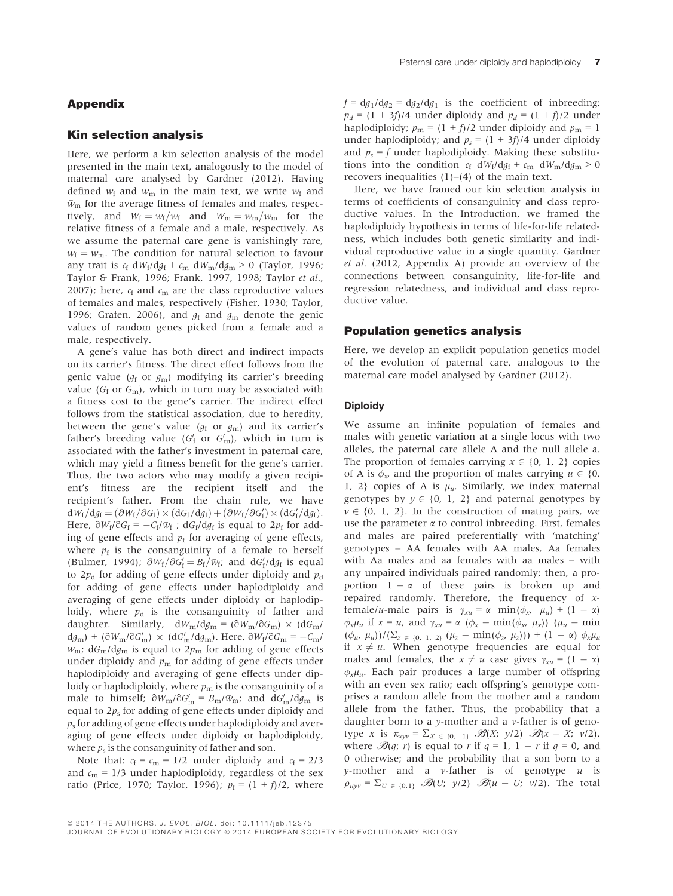## Appendix

### Kin selection analysis

Here, we perform a kin selection analysis of the model presented in the main text, analogously to the model of maternal care analysed by Gardner (2012). Having defined $w_f$ and $w_m$ in the main text, we write $\bar{w}_f$ and $\bar{w}_m$ for the average fitness of females and males, respectively, and $W_f = w_f/\bar{w}_f$ and $W_m = w_m/\bar{w}_m$ for the relative fitness of a female and a male, respectively. As we assume the paternal care gene is vanishingly rare, $\bar{w}_f = \bar{w}_m$. The condition for natural selection to favour any trait is $c_f\ dW_f/dg_f + c_m\ dW_m/dg_m > 0$ (Taylor, 1996; Taylor & Frank, 1996; Frank, 1997, 1998; Taylor *et al.*, 2007); here, $c_f$ and $c_m$ are the class reproductive values of females and males, respectively (Fisher, 1930; Taylor, 1996; Grafen, 2006), and $g_f$ and $g_m$ denote the genic values of random genes picked from a female and a male, respectively.

A gene's value has both direct and indirect impacts on its carrier's fitness. The direct effect follows from the genic value ($g_f$ or $g_m$) modifying its carrier's breeding value ($G_f$ or $G_m$), which in turn may be associated with a fitness cost to the gene's carrier. The indirect effect follows from the statistical association, due to heredity, between the gene's value ($g_f$ or $g_m$) and its carrier's father's breeding value ($G'_f$ or $G'_m$), which in turn is associated with the father's investment in paternal care, which may yield a fitness benefit for the gene's carrier. Thus, the two actors who may modify a given recipient's fitness are the recipient itself and the recipient's father. From the chain rule, we have $dW_f/dg_f = (\partial W_f/\partial G_f) \times (dG_f/dg_f) + (\partial W_f/\partial G'_f) \times (dG'_f/dg_f)$. Here, $\partial W_f/\partial G_f = -C_f/\bar{w}_f$ ; $dG_f/dg_f$ is equal to $2p_f$ for adding of gene effects and $p_f$ for averaging of gene effects, where $p_f$ is the consanguinity of a female to herself (Bulmer, 1994); $\partial W_f/\partial G'_f = B_f/\bar{w}_f$; and $dG'_f/dg_f$ is equal to $2p_d$ for adding of gene effects under diploidy and $p_d$ for adding of gene effects under haplodiploidy and averaging of gene effects under diploidy or haplodiploidy, where $p_d$ is the consanguinity of father and daughter. Similarly, $dW_m/dg_m = (\partial W_m/\partial G_m) \times (dG_m/dg_m) + (\partial W_m/\partial G'_m) \times (dG'_m/dg_m)$. Here, $\partial W_f/\partial G_m = -C_m/\bar{w}_m$; $dG_m/dg_m$ is equal to $2p_m$ for adding of gene effects under diploidy and $p_m$ for adding of gene effects under haplodiploidy and averaging of gene effects under diploidy or haplodiploidy, where $p_m$ is the consanguinity of a male to himself; $\partial W_m/\partial G'_m = B_m/\bar{w}_m$; and $dG'_m/dg_m$ is equal to $2p_s$ for adding of gene effects under diploidy and $p_s$ for adding of gene effects under haplodiploidy and averaging of gene effects under diploidy or haplodiploidy, where $p_s$ is the consanguinity of father and son.

Note that: $c_f = c_m = 1/2$ under diploidy and $c_f = 2/3$ and $c_m = 1/3$ under haplodiploidy, regardless of the sex ratio (Price, 1970; Taylor, 1996); $p_f = (1 + f)/2$, where $f = dg_1/dg_2 = dg_2/dg_1$ is the coefficient of inbreeding; $p_d = (1 + 3f)/4$ under diploidy and $p_d = (1 + f)/2$ under haplodiploidy; $p_m = (1 + f)/2$ under diploidy and $p_m = 1$ under haplodiploidy; and $p_s = (1 + 3f)/4$ under diploidy and $p_s = f$ under haplodiploidy. Making these substitutions into the condition $c_f\ dW_f/dg_f + c_m\ dW_m/dg_m > 0$ recovers inequalities (1)–(4) of the main text.

Here, we have framed our kin selection analysis in terms of coefficients of consanguinity and class reproductive values. In the Introduction, we framed the haplodiploidy hypothesis in terms of life-for-life relatedness, which includes both genetic similarity and individual reproductive value in a single quantity. Gardner *et al.* (2012, Appendix A) provide an overview of the connections between consanguinity, life-for-life and regression relatedness, and individual and class reproductive value.

### Population genetics analysis

Here, we develop an explicit population genetics model of the evolution of paternal care, analogous to the maternal care model analysed by Gardner (2012).

#### Diploidy

We assume an infinite population of females and males with genetic variation at a single locus with two alleles, the paternal care allele A and the null allele a. The proportion of females carrying $x \in \{0, 1, 2\}$ copies of A is $\phi_x$, and the proportion of males carrying $u \in \{0, 1, 2\}$ copies of A is $\mu_u$. Similarly, we index maternal genotypes by $y \in \{0, 1, 2\}$ and paternal genotypes by $v \in \{0, 1, 2\}$. In the construction of mating pairs, we use the parameter $\alpha$ to control inbreeding. First, females and males are paired preferentially with 'matching' genotypes – AA females with AA males, Aa females with Aa males and aa females with aa males – with any unpaired individuals paired randomly; then, a proportion $1 - \alpha$ of these pairs is broken up and repaired randomly. Therefore, the frequency of $x$-female/$u$-male pairs is $\gamma_{xu} = \alpha\ \min(\phi_x,\ \mu_u) + (1 - \alpha)\ \phi_x\mu_u$ if $x = u$, and $\gamma_{xu} = \alpha\ (\phi_x - \min(\phi_x,\ \mu_x))\ (\mu_u - \min(\phi_u,\ \mu_u))/(\Sigma_{z\ \in\ \{0,\ 1,\ 2\}}\ (\mu_z - \min(\phi_z,\ \mu_z))) + (1 - \alpha)\ \phi_x\mu_u$ if $x \neq u$. When genotype frequencies are equal for males and females, the $x \neq u$ case gives $\gamma_{xu} = (1 - \alpha)\ \phi_x\mu_u$. Each pair produces a large number of offspring with an even sex ratio; each offspring's genotype comprises a random allele from the mother and a random allele from the father. Thus, the probability that a daughter born to a $y$-mother and a $v$-father is of genotype $x$ is $\pi_{xyv} = \Sigma_{X\ \in\ \{0,\ 1\}}\ \mathscr{B}(X;\ y/2)\ \mathscr{B}(x - X;\ v/2)$, where $\mathscr{B}(q;\ r)$ is equal to $r$ if $q = 1$, $1 - r$ if $q = 0$, and 0 otherwise; and the probability that a son born to a $y$-mother and a $v$-father is of genotype $u$ is $\rho_{uyv} = \Sigma_{U\ \in\ \{0,1\}}\ \mathscr{B}(U;\ y/2)\ \mathscr{B}(u - U;\ v/2)$. The total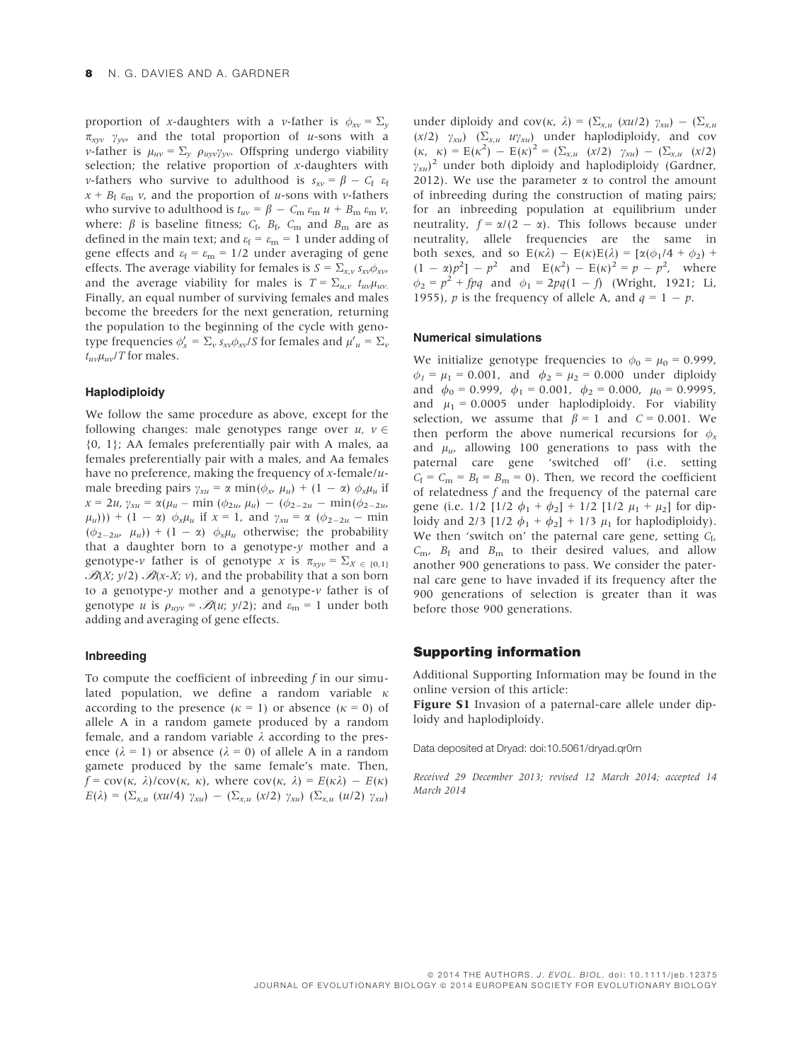proportion of $x$-daughters with a $v$-father is $\phi_{xv} = \Sigma_y \pi_{xyv} \gamma_{yv}$, and the total proportion of $u$-sons with a $v$-father is $\mu_{uv} = \Sigma_y \rho_{uyv}\gamma_{yv}$. Offspring undergo viability selection; the relative proportion of $x$-daughters with $v$-fathers who survive to adulthood is $s_{xv} = \beta - C_f \varepsilon_f x + B_f \varepsilon_m v$, and the proportion of $u$-sons with $v$-fathers who survive to adulthood is $t_{uv} = \beta - C_m \varepsilon_m u + B_m \varepsilon_m v$, where: $\beta$ is baseline fitness; $C_f$, $B_f$, $C_m$ and $B_m$ are as defined in the main text; and $\varepsilon_f = \varepsilon_m = 1$ under adding of gene effects and $\varepsilon_f = \varepsilon_m = 1/2$ under averaging of gene effects. The average viability for females is $S = \Sigma_{x,v}\, s_{xv}\phi_{xv}$, and the average viability for males is $T = \Sigma_{u,v}\, t_{uv}\mu_{uv}$. Finally, an equal number of surviving females and males become the breeders for the next generation, returning the population to the beginning of the cycle with genotype frequencies $\phi'_x = \Sigma_v\, s_{xv}\phi_{xv}/S$ for females and $\mu'_u = \Sigma_v\, t_{uv}\mu_{uv}/T$ for males.

### Haplodiploidy

We follow the same procedure as above, except for the following changes: male genotypes range over $u, v \in \{0, 1\}$; AA females preferentially pair with A males, aa females preferentially pair with a males, and Aa females have no preference, making the frequency of $x$-female/$u$-male breeding pairs $\gamma_{xu} = \alpha \min(\phi_x, \mu_u) + (1 - \alpha)\, \phi_x\mu_u$ if $x = 2u$, $\gamma_{xu} = \alpha(\mu_u - \min(\phi_{2u}, \mu_u) - (\phi_{2-2u} - \min(\phi_{2-2u}, \mu_u))) + (1 - \alpha)\, \phi_x\mu_u$ if $x = 1$, and $\gamma_{xu} = \alpha\, (\phi_{2-2u} - \min(\phi_{2-2u}, \mu_u)) + (1 - \alpha)\, \phi_x\mu_u$ otherwise; the probability that a daughter born to a genotype-$y$ mother and a genotype-$v$ father is of genotype $x$ is $\pi_{xyv} = \Sigma_{X \in \{0,1\}} \mathscr{B}(X; y/2) \cdot \mathscr{B}(x\text{-}X; v)$, and the probability that a son born to a genotype-$y$ mother and a genotype-$v$ father is of genotype $u$ is $\rho_{uyv} = \mathscr{B}(u; y/2)$; and $\varepsilon_m = 1$ under both adding and averaging of gene effects.

### Inbreeding

To compute the coefficient of inbreeding $f$ in our simulated population, we define a random variable $\kappa$ according to the presence ($\kappa = 1$) or absence ($\kappa = 0$) of allele A in a random gamete produced by a random female, and a random variable $\lambda$ according to the presence ($\lambda = 1$) or absence ($\lambda = 0$) of allele A in a random gamete produced by the same female's mate. Then, $f = \text{cov}(\kappa, \lambda)/\text{cov}(\kappa, \kappa)$, where $\text{cov}(\kappa, \lambda) = E(\kappa\lambda) - E(\kappa) E(\lambda) = (\Sigma_{x,u}\, (xu/4)\, \gamma_{xu}) - (\Sigma_{x,u}\, (x/2)\, \gamma_{xu})\, (\Sigma_{x,u}\, (u/2)\, \gamma_{xu})$ under diploidy and $\text{cov}(\kappa, \lambda) = (\Sigma_{x,u}\, (xu/2)\, \gamma_{xu}) - (\Sigma_{x,u}\, (x/2)\, \gamma_{xu})\, (\Sigma_{x,u}\, u\gamma_{xu})$ under haplodiploidy, and $\text{cov}(\kappa, \kappa) = E(\kappa^2) - E(\kappa)^2 = (\Sigma_{x,u}\, (x/2)\, \gamma_{xu}) - (\Sigma_{x,u}\, (x/2)\, \gamma_{xu})^2$ under both diploidy and haplodiploidy (Gardner, 2012). We use the parameter $\alpha$ to control the amount of inbreeding during the construction of mating pairs; for an inbreeding population at equilibrium under neutrality, $f = \alpha/(2 - \alpha)$. This follows because under neutrality, allele frequencies are the same in both sexes, and so $E(\kappa\lambda) - E(\kappa)E(\lambda) = [\alpha(\phi_1/4 + \phi_2) + (1 - \alpha)p^2] - p^2$ and $E(\kappa^2) - E(\kappa)^2 = p - p^2$, where $\phi_2 = p^2 + fpq$ and $\phi_1 = 2pq(1 - f)$ (Wright, 1921; Li, 1955), $p$ is the frequency of allele A, and $q = 1 - p$.

### Numerical simulations

We initialize genotype frequencies to $\phi_0 = \mu_0 = 0.999$, $\phi_1 = \mu_1 = 0.001$, and $\phi_2 = \mu_2 = 0.000$ under diploidy and $\phi_0 = 0.999$, $\phi_1 = 0.001$, $\phi_2 = 0.000$, $\mu_0 = 0.9995$, and $\mu_1 = 0.0005$ under haplodiploidy. For viability selection, we assume that $\beta = 1$ and $C = 0.001$. We then perform the above numerical recursions for $\phi_x$ and $\mu_u$, allowing 100 generations to pass with the paternal care gene 'switched off' (i.e. setting $C_f = C_m = B_f = B_m = 0$). Then, we record the coefficient of relatedness $f$ and the frequency of the paternal care gene (i.e. $1/2\ [1/2\ \phi_1 + \phi_2] + 1/2\ [1/2\ \mu_1 + \mu_2]$ for diploidy and $2/3\ [1/2\ \phi_1 + \phi_2] + 1/3\ \mu_1$ for haplodiploidy). We then 'switch on' the paternal care gene, setting $C_f$, $C_m$, $B_f$ and $B_m$ to their desired values, and allow another 900 generations to pass. We consider the paternal care gene to have invaded if its frequency after the 900 generations of selection is greater than it was before those 900 generations.

## Supporting information

Additional Supporting Information may be found in the online version of this article:

**Figure S1** Invasion of a paternal-care allele under diploidy and haplodiploidy.

Data deposited at Dryad: doi:10.5061/dryad.qr0rn

*Received 29 December 2013; revised 12 March 2014; accepted 14 March 2014*